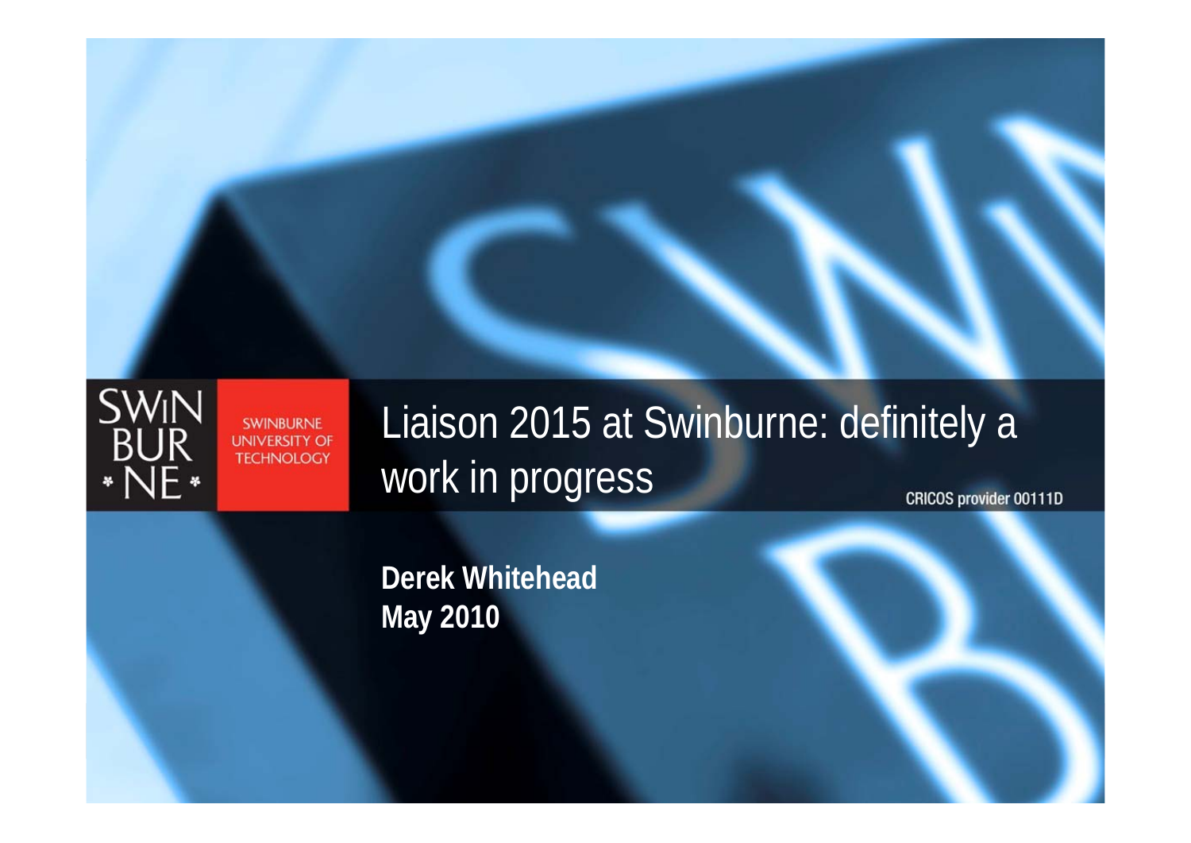# Liaison 2015 at Swinburne: definitely a work in progress

**Derek Whitehead**
**May 2010**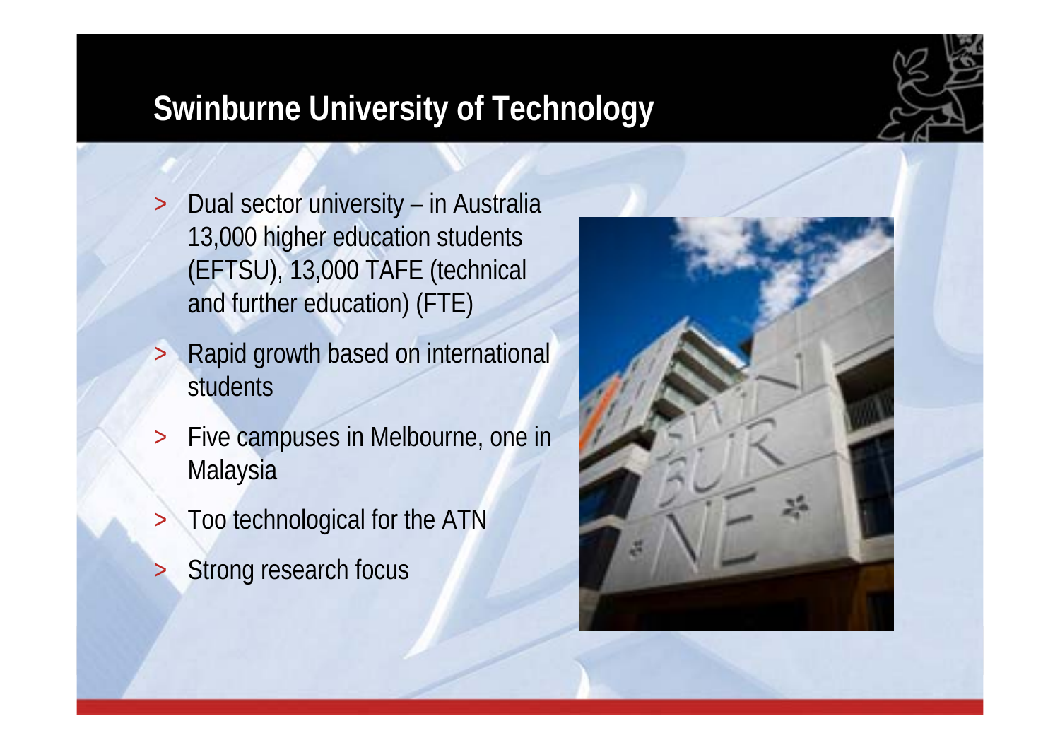# Swinburne University of Technology

- Dual sector university – in Australia 13,000 higher education students (EFTSU), 13,000 TAFE (technical and further education) (FTE)
- Rapid growth based on international students
- Five campuses in Melbourne, one in Malaysia
- Too technological for the ATN
- Strong research focus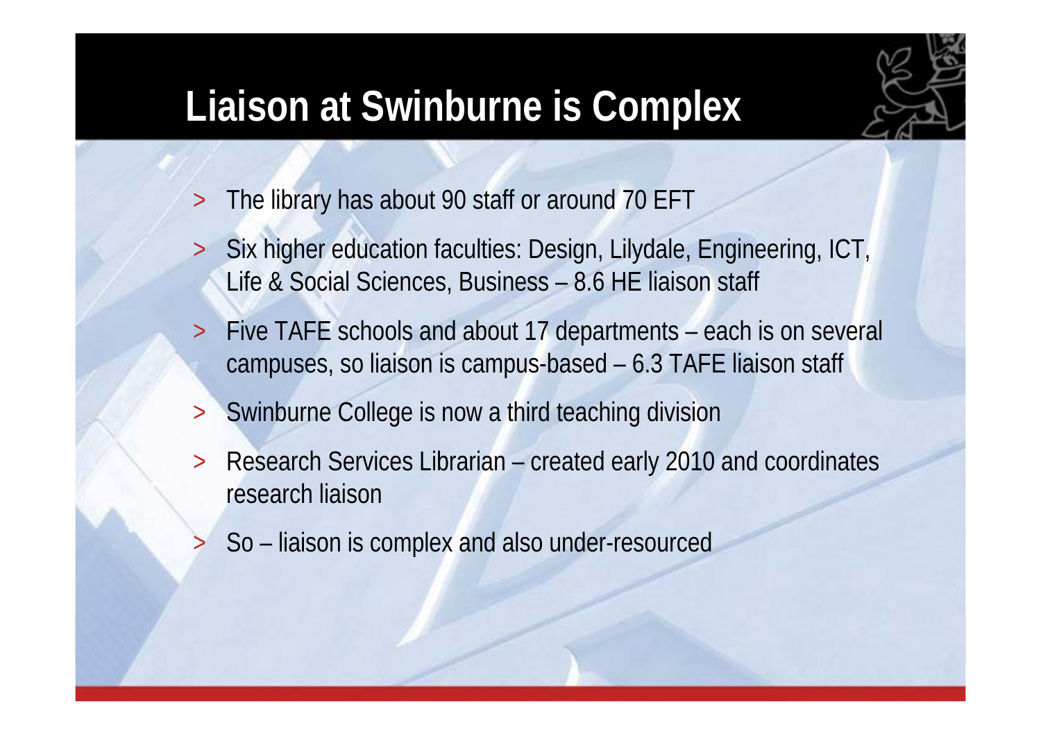# Liaison at Swinburne is Complex

- The library has about 90 staff or around 70 EFT
- Six higher education faculties: Design, Lilydale, Engineering, ICT, Life & Social Sciences, Business – 8.6 HE liaison staff
- Five TAFE schools and about 17 departments – each is on several campuses, so liaison is campus-based – 6.3 TAFE liaison staff
- Swinburne College is now a third teaching division
- Research Services Librarian – created early 2010 and coordinates research liaison
- So – liaison is complex and also under-resourced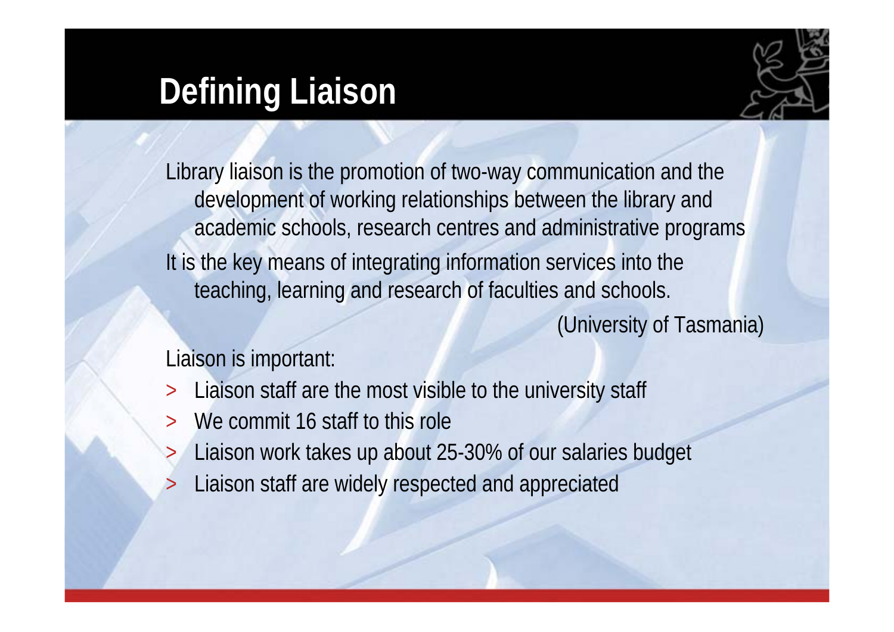# Defining Liaison

Library liaison is the promotion of two-way communication and the development of working relationships between the library and academic schools, research centres and administrative programs

It is the key means of integrating information services into the teaching, learning and research of faculties and schools.

(University of Tasmania)

Liaison is important:

- Liaison staff are the most visible to the university staff
- We commit 16 staff to this role
- Liaison work takes up about 25-30% of our salaries budget
- Liaison staff are widely respected and appreciated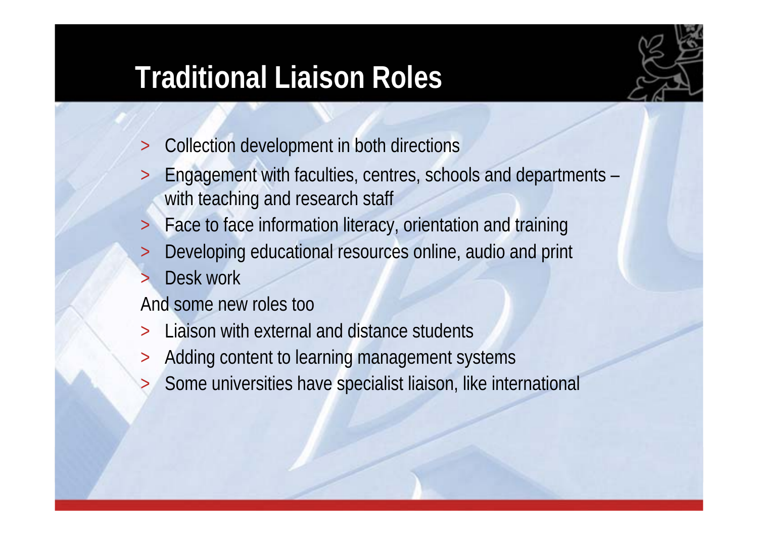# Traditional Liaison Roles

- Collection development in both directions
- Engagement with faculties, centres, schools and departments – with teaching and research staff
- Face to face information literacy, orientation and training
- Developing educational resources online, audio and print
- Desk work

And some new roles too

- Liaison with external and distance students
- Adding content to learning management systems
- Some universities have specialist liaison, like international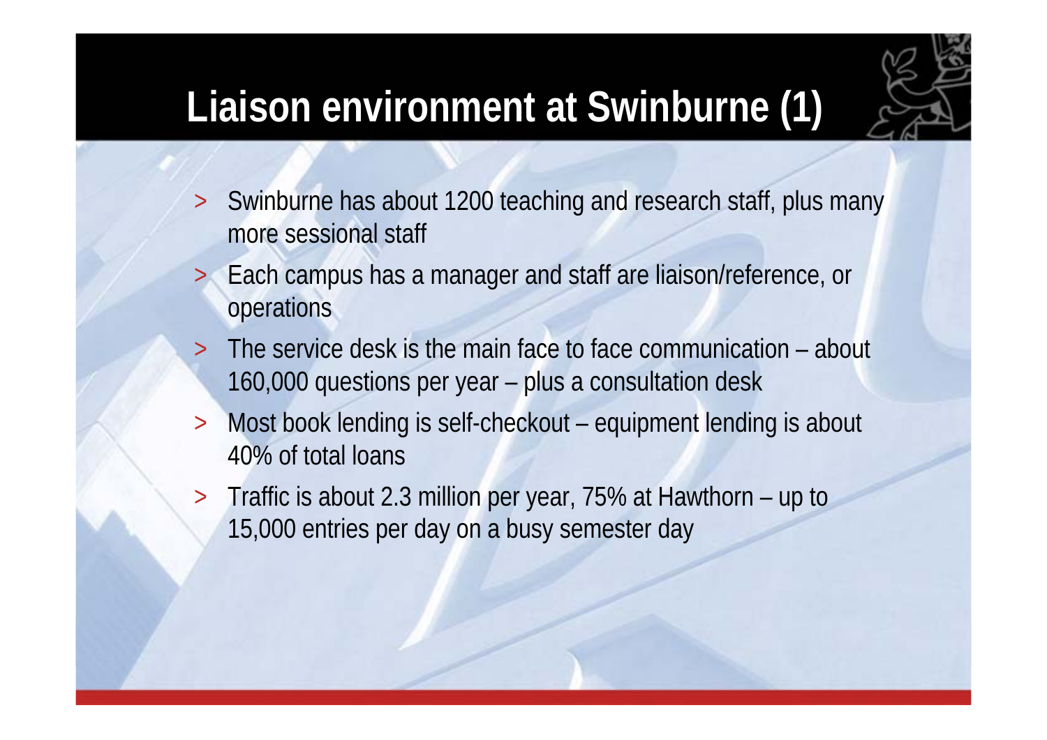# Liaison environment at Swinburne (1)

- Swinburne has about 1200 teaching and research staff, plus many more sessional staff
- Each campus has a manager and staff are liaison/reference, or operations
- The service desk is the main face to face communication – about 160,000 questions per year – plus a consultation desk
- Most book lending is self-checkout – equipment lending is about 40% of total loans
- Traffic is about 2.3 million per year, 75% at Hawthorn – up to 15,000 entries per day on a busy semester day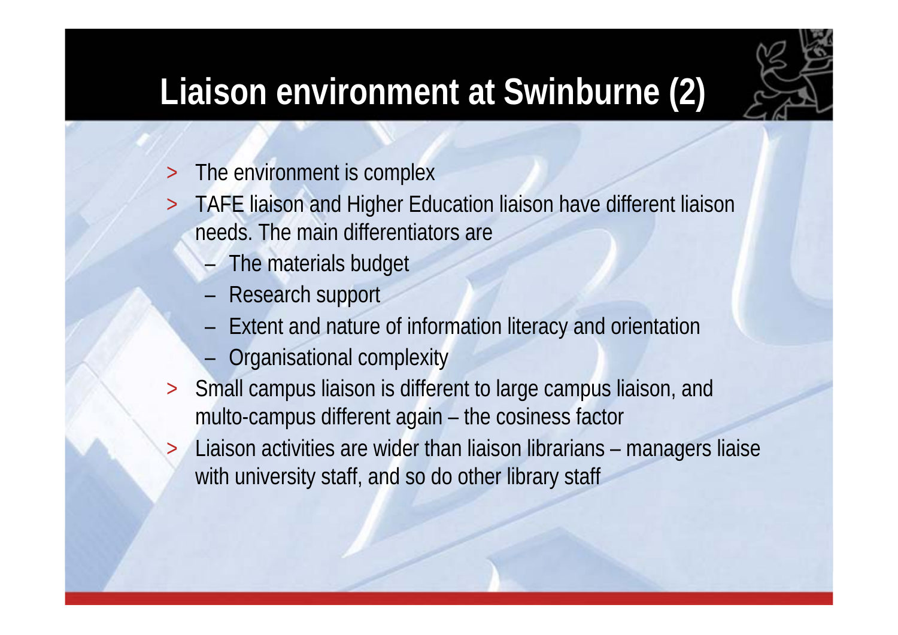# Liaison environment at Swinburne (2)

- The environment is complex
- TAFE liaison and Higher Education liaison have different liaison needs. The main differentiators are
  - The materials budget
  - Research support
  - Extent and nature of information literacy and orientation
  - Organisational complexity
- Small campus liaison is different to large campus liaison, and multo-campus different again – the cosiness factor
- Liaison activities are wider than liaison librarians – managers liaise with university staff, and so do other library staff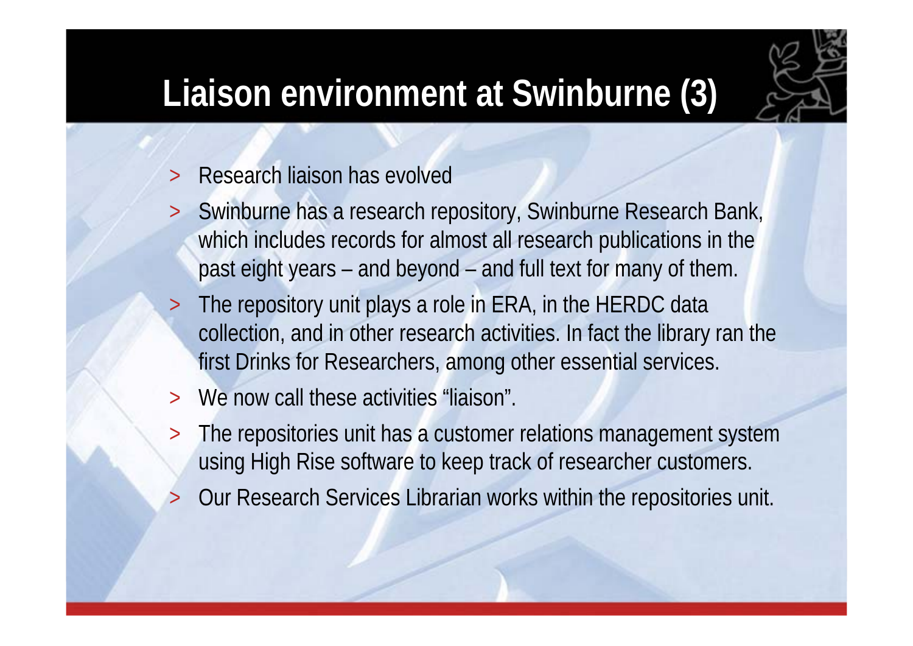# Liaison environment at Swinburne (3)

- Research liaison has evolved
- Swinburne has a research repository, Swinburne Research Bank, which includes records for almost all research publications in the past eight years – and beyond – and full text for many of them.
- The repository unit plays a role in ERA, in the HERDC data collection, and in other research activities. In fact the library ran the first Drinks for Researchers, among other essential services.
- We now call these activities "liaison".
- The repositories unit has a customer relations management system using High Rise software to keep track of researcher customers.
- Our Research Services Librarian works within the repositories unit.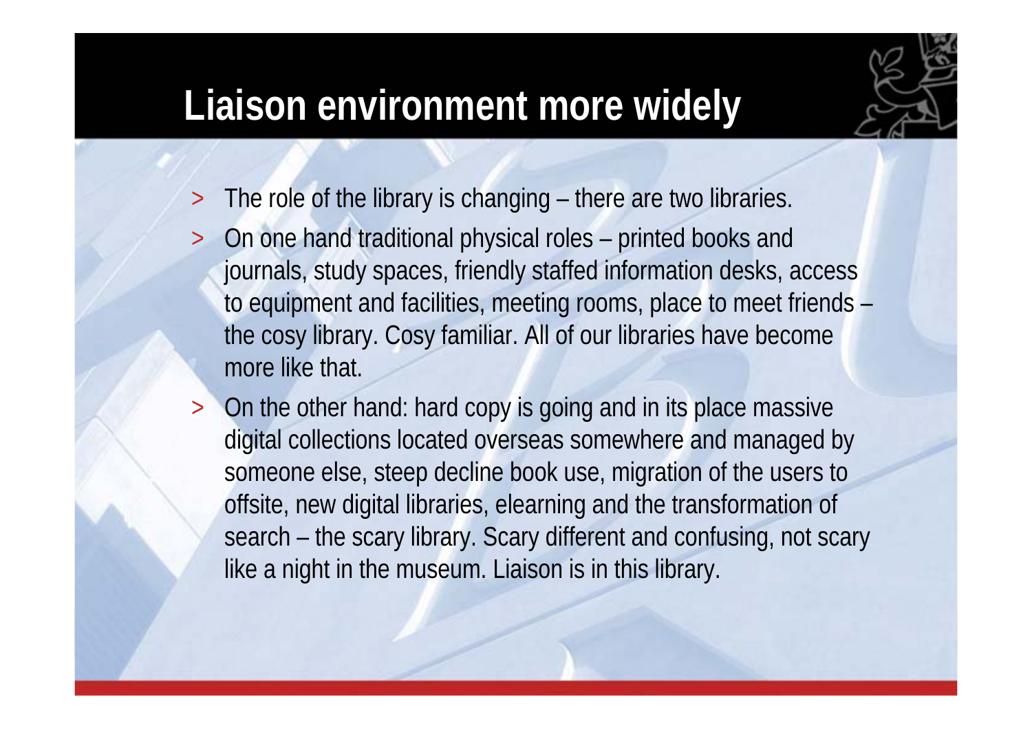# Liaison environment more widely

- The role of the library is changing – there are two libraries.
- On one hand traditional physical roles – printed books and journals, study spaces, friendly staffed information desks, access to equipment and facilities, meeting rooms, place to meet friends – the cosy library. Cosy familiar. All of our libraries have become more like that.
- On the other hand: hard copy is going and in its place massive digital collections located overseas somewhere and managed by someone else, steep decline book use, migration of the users to offsite, new digital libraries, elearning and the transformation of search – the scary library. Scary different and confusing, not scary like a night in the museum. Liaison is in this library.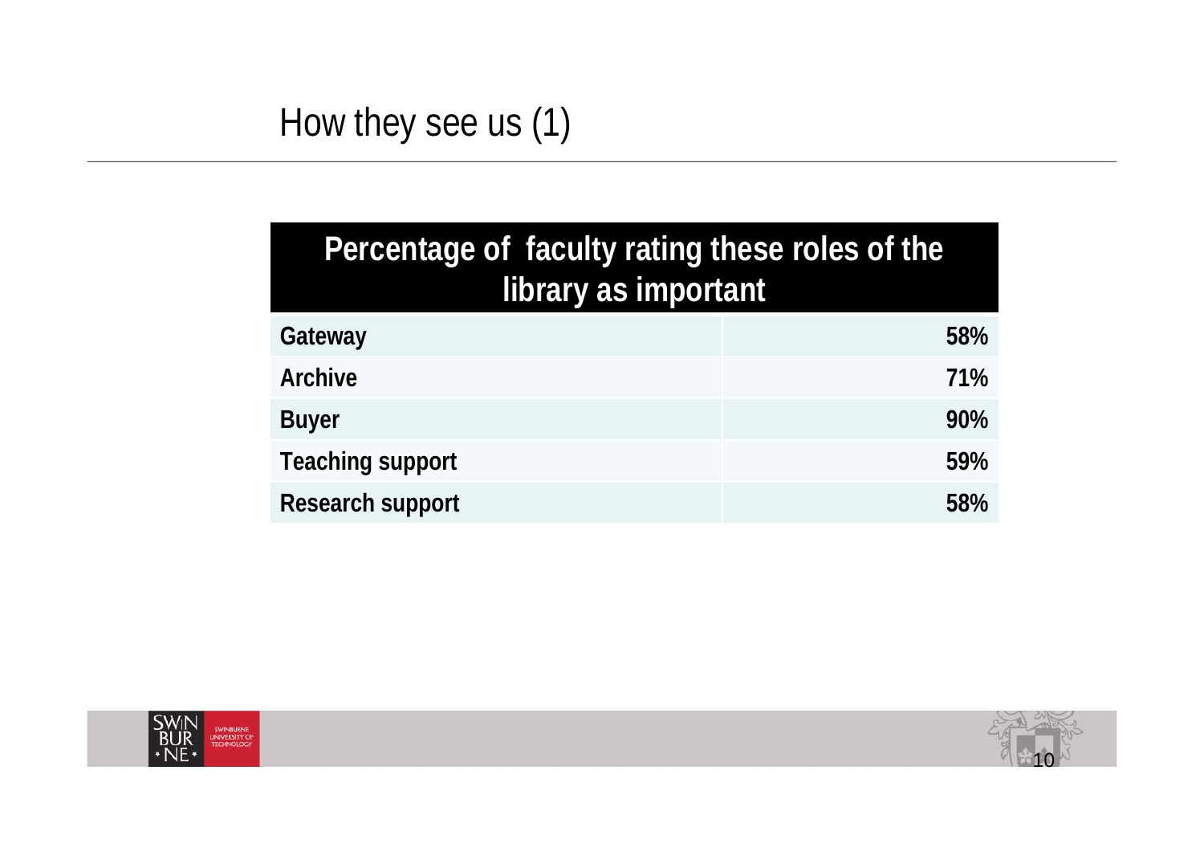# How they see us (1)

| Percentage of faculty rating these roles of the library as important | |
|---|---|
| Gateway | 58% |
| Archive | 71% |
| Buyer | 90% |
| Teaching support | 59% |
| Research support | 58% |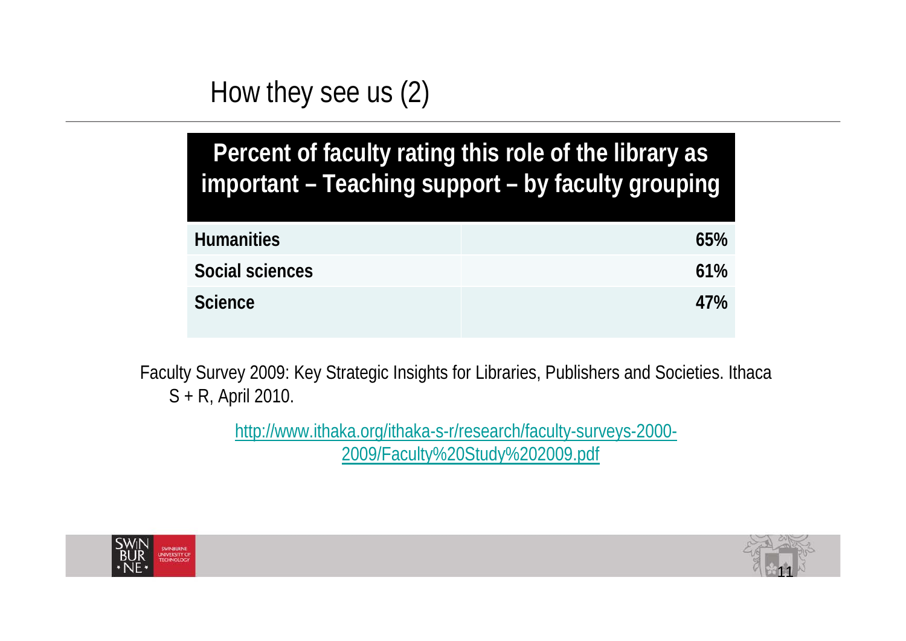# How they see us (2)

| Percent of faculty rating this role of the library as important – Teaching support – by faculty grouping | |
|---|---|
| **Humanities** | **65%** |
| **Social sciences** | **61%** |
| **Science** | **47%** |

Faculty Survey 2009: Key Strategic Insights for Libraries, Publishers and Societies. Ithaca S + R, April 2010.

http://www.ithaka.org/ithaka-s-r/research/faculty-surveys-2000-2009/Faculty%20Study%202009.pdf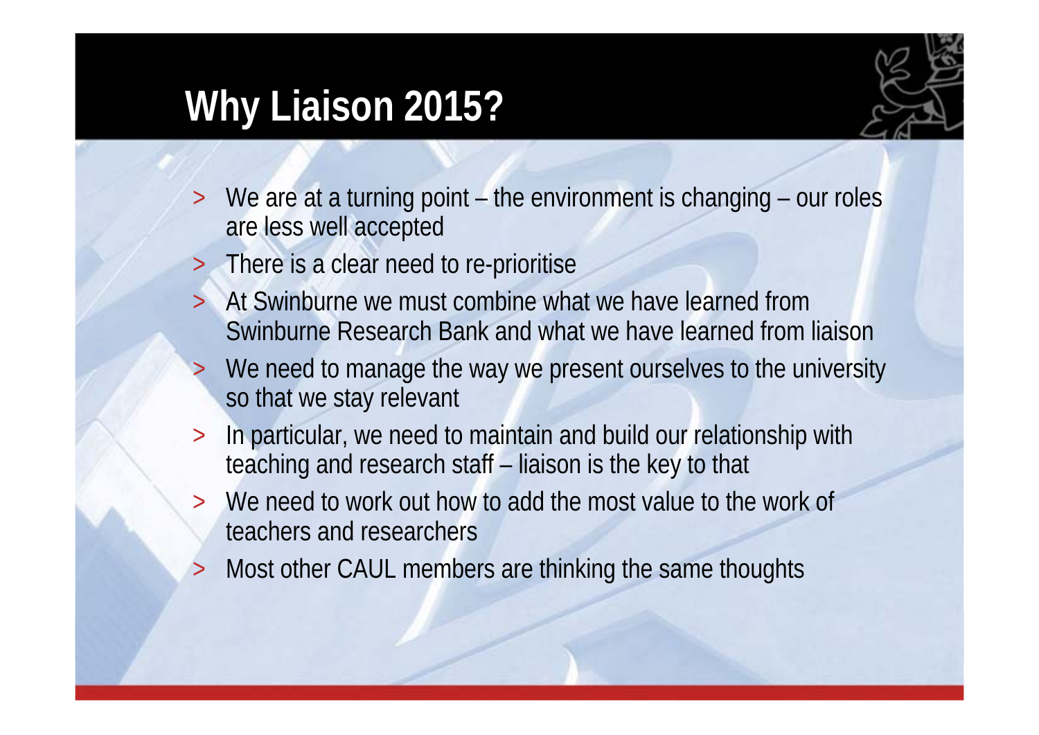# Why Liaison 2015?

- We are at a turning point – the environment is changing – our roles are less well accepted
- There is a clear need to re-prioritise
- At Swinburne we must combine what we have learned from Swinburne Research Bank and what we have learned from liaison
- We need to manage the way we present ourselves to the university so that we stay relevant
- In particular, we need to maintain and build our relationship with teaching and research staff – liaison is the key to that
- We need to work out how to add the most value to the work of teachers and researchers
- Most other CAUL members are thinking the same thoughts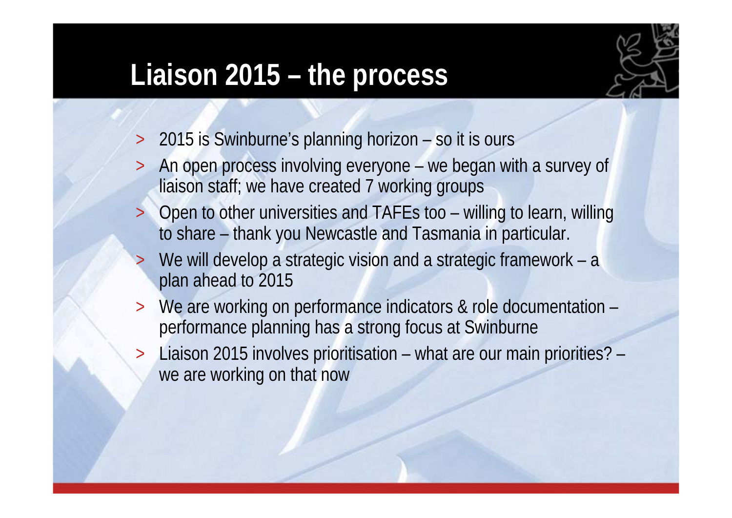# Liaison 2015 – the process

- 2015 is Swinburne's planning horizon – so it is ours
- An open process involving everyone – we began with a survey of liaison staff; we have created 7 working groups
- Open to other universities and TAFEs too – willing to learn, willing to share – thank you Newcastle and Tasmania in particular.
- We will develop a strategic vision and a strategic framework – a plan ahead to 2015
- We are working on performance indicators & role documentation – performance planning has a strong focus at Swinburne
- Liaison 2015 involves prioritisation – what are our main priorities? – we are working on that now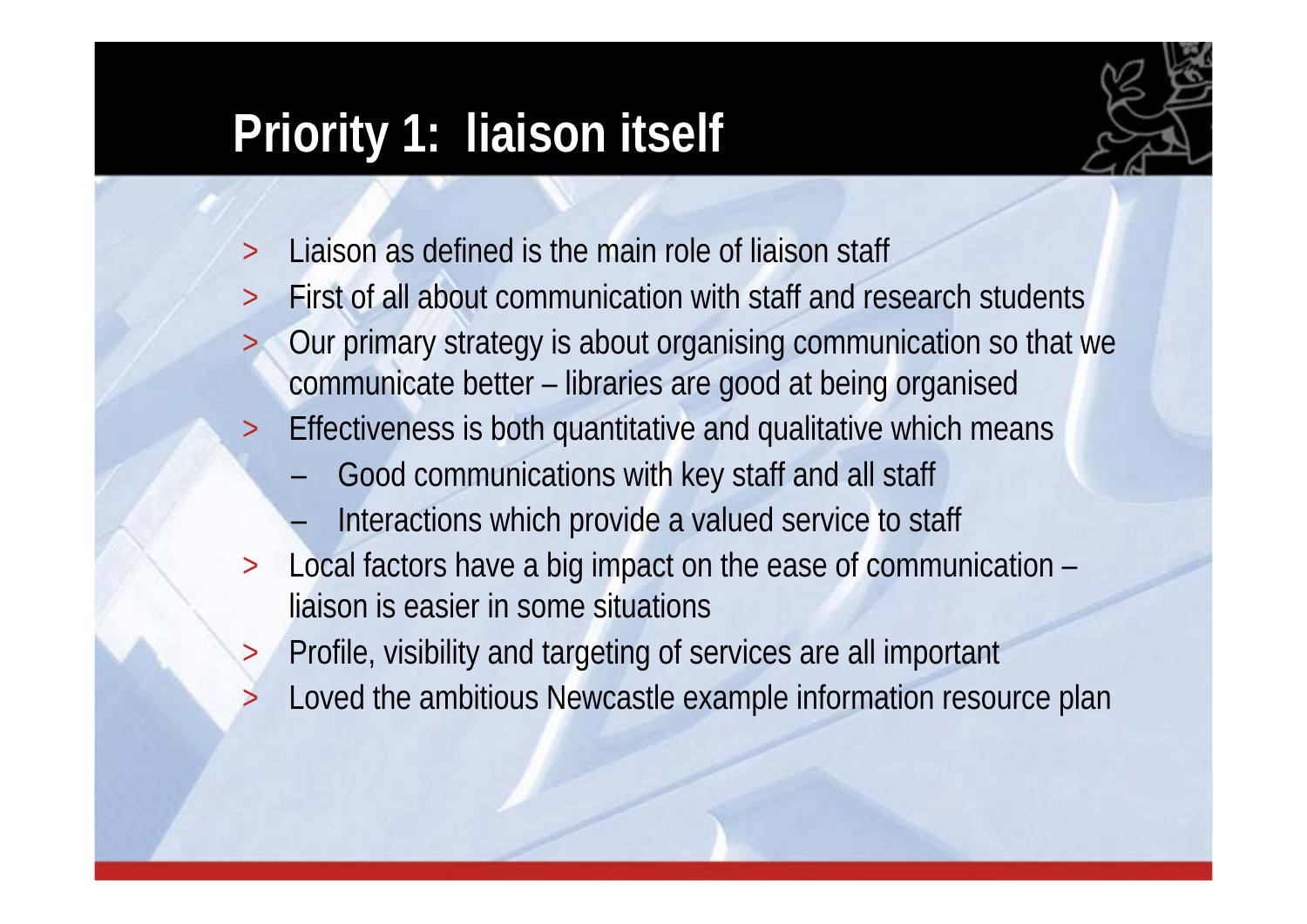# Priority 1: liaison itself

- Liaison as defined is the main role of liaison staff
- First of all about communication with staff and research students
- Our primary strategy is about organising communication so that we communicate better – libraries are good at being organised
- Effectiveness is both quantitative and qualitative which means
  - Good communications with key staff and all staff
  - Interactions which provide a valued service to staff
- Local factors have a big impact on the ease of communication – liaison is easier in some situations
- Profile, visibility and targeting of services are all important
- Loved the ambitious Newcastle example information resource plan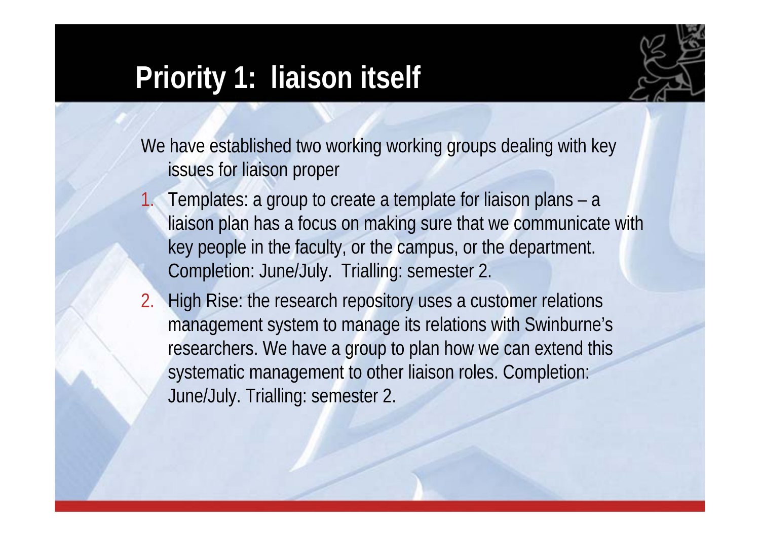# Priority 1: liaison itself

We have established two working working groups dealing with key issues for liaison proper

1. Templates: a group to create a template for liaison plans – a liaison plan has a focus on making sure that we communicate with key people in the faculty, or the campus, or the department. Completion: June/July. Trialling: semester 2.
2. High Rise: the research repository uses a customer relations management system to manage its relations with Swinburne's researchers. We have a group to plan how we can extend this systematic management to other liaison roles. Completion: June/July. Trialling: semester 2.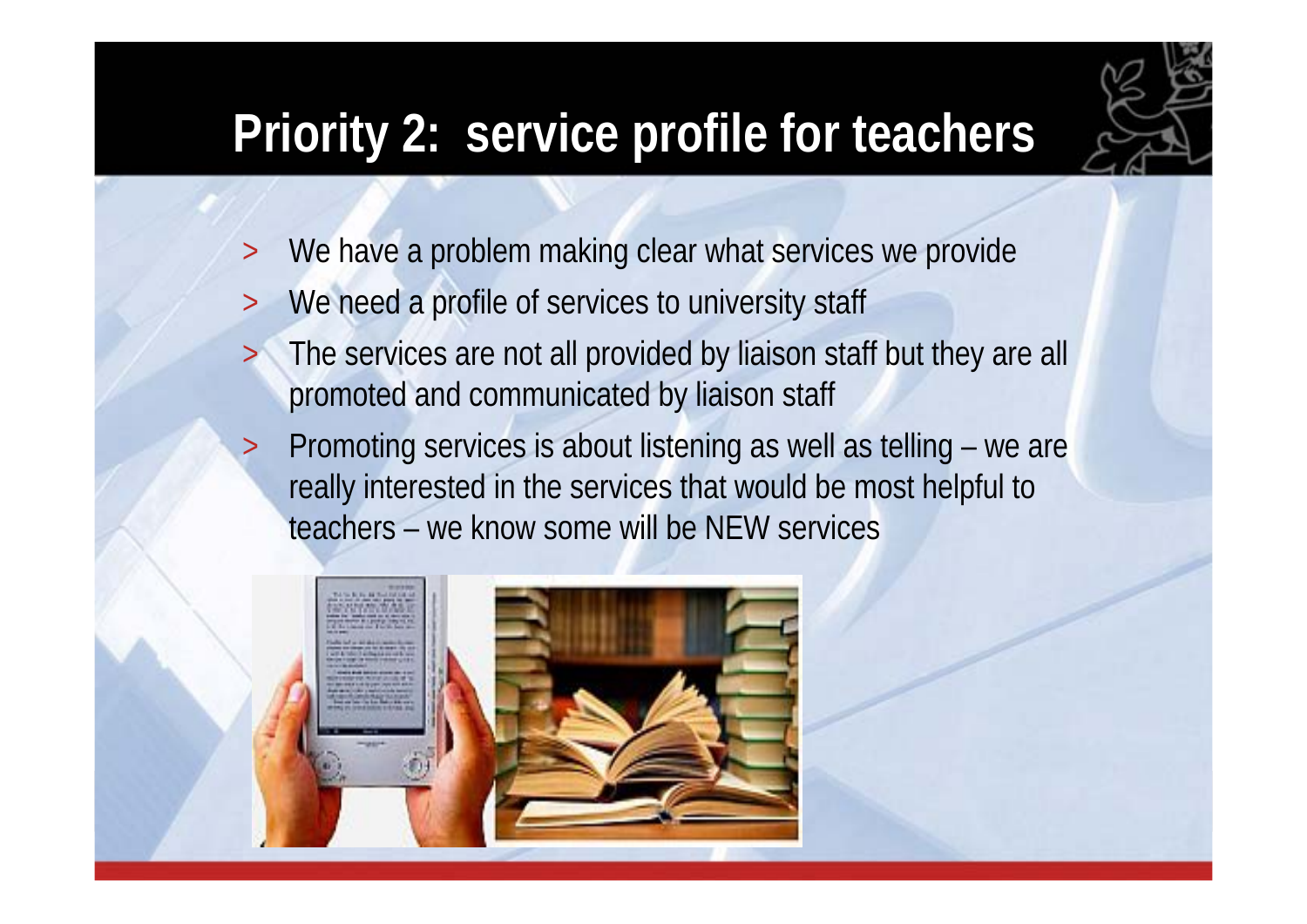# Priority 2: service profile for teachers

- We have a problem making clear what services we provide
- We need a profile of services to university staff
- The services are not all provided by liaison staff but they are all promoted and communicated by liaison staff
- Promoting services is about listening as well as telling – we are really interested in the services that would be most helpful to teachers – we know some will be NEW services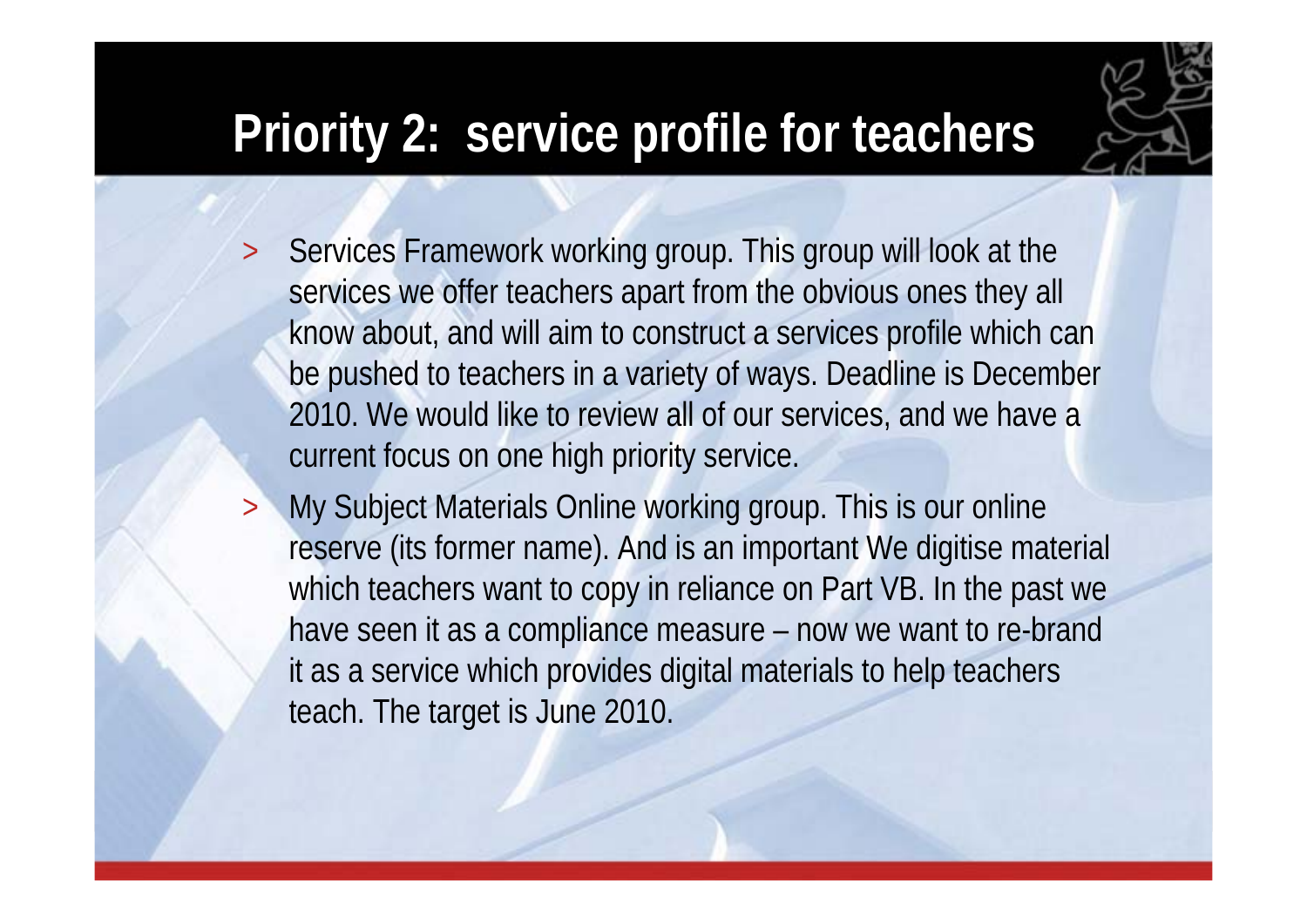# Priority 2: service profile for teachers

- Services Framework working group. This group will look at the services we offer teachers apart from the obvious ones they all know about, and will aim to construct a services profile which can be pushed to teachers in a variety of ways. Deadline is December 2010. We would like to review all of our services, and we have a current focus on one high priority service.
- My Subject Materials Online working group. This is our online reserve (its former name). And is an important We digitise material which teachers want to copy in reliance on Part VB. In the past we have seen it as a compliance measure – now we want to re-brand it as a service which provides digital materials to help teachers teach. The target is June 2010.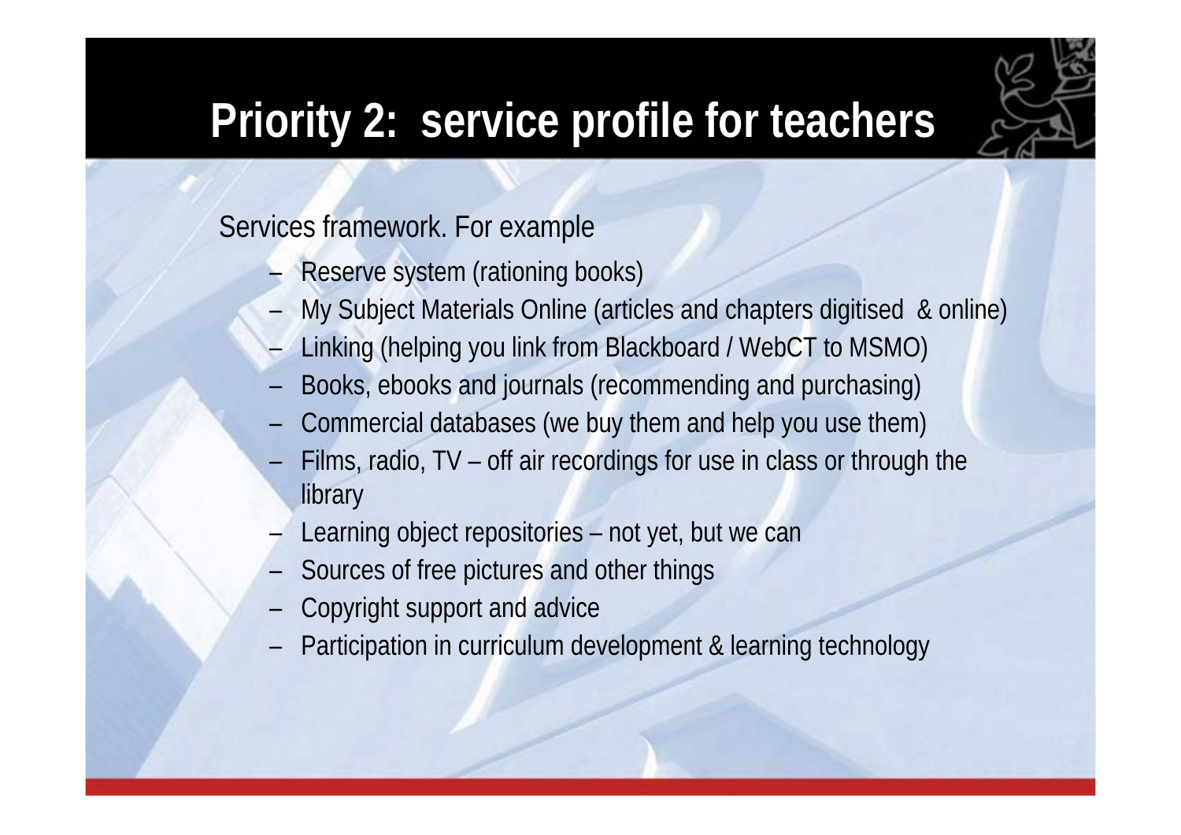# Priority 2:  service profile for teachers

Services framework. For example

- Reserve system (rationing books)
- My Subject Materials Online (articles and chapters digitised  & online)
- Linking (helping you link from Blackboard / WebCT to MSMO)
- Books, ebooks and journals (recommending and purchasing)
- Commercial databases (we buy them and help you use them)
- Films, radio, TV – off air recordings for use in class or through the library
- Learning object repositories – not yet, but we can
- Sources of free pictures and other things
- Copyright support and advice
- Participation in curriculum development & learning technology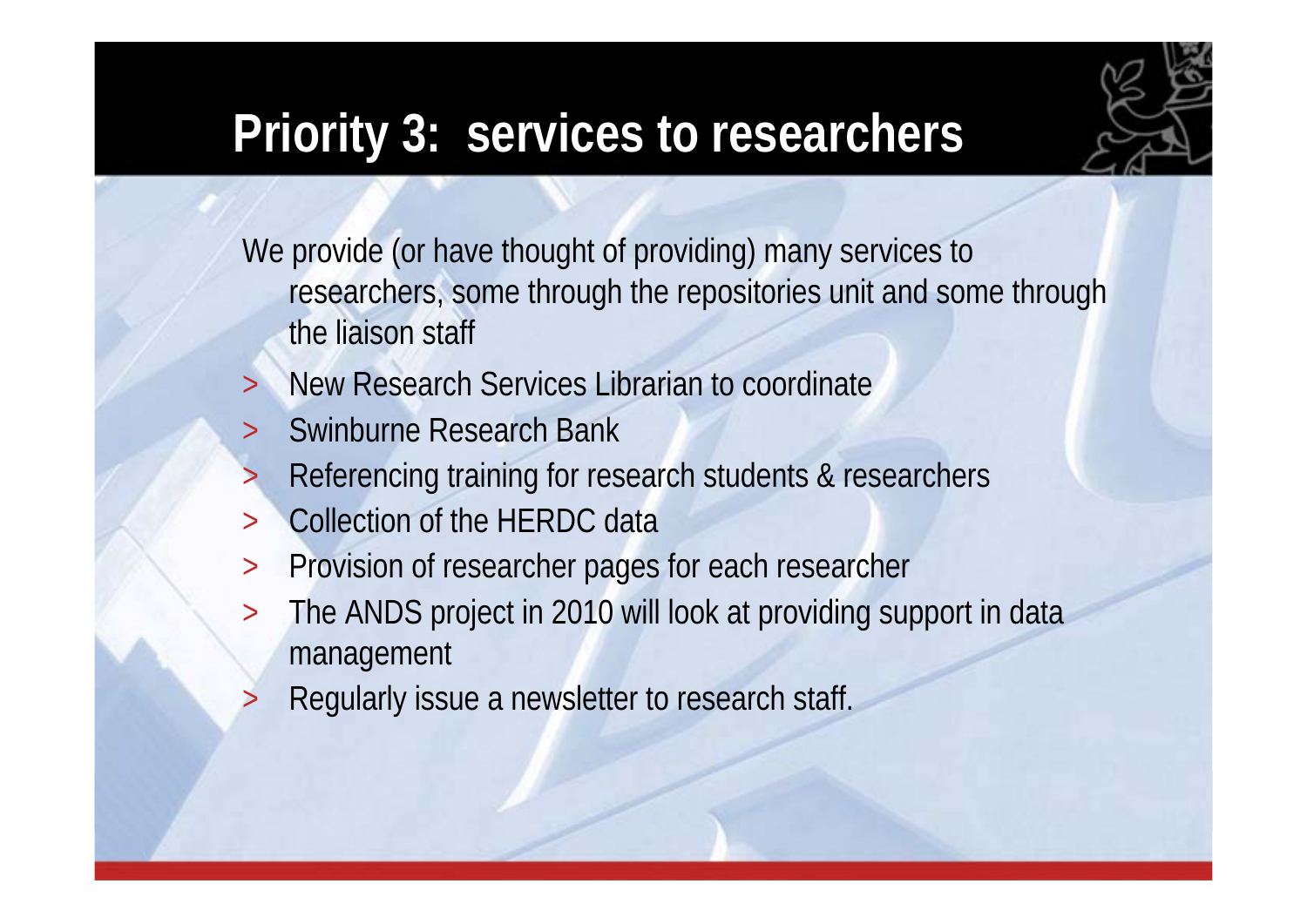# Priority 3: services to researchers

We provide (or have thought of providing) many services to researchers, some through the repositories unit and some through the liaison staff

- New Research Services Librarian to coordinate
- Swinburne Research Bank
- Referencing training for research students & researchers
- Collection of the HERDC data
- Provision of researcher pages for each researcher
- The ANDS project in 2010 will look at providing support in data management
- Regularly issue a newsletter to research staff.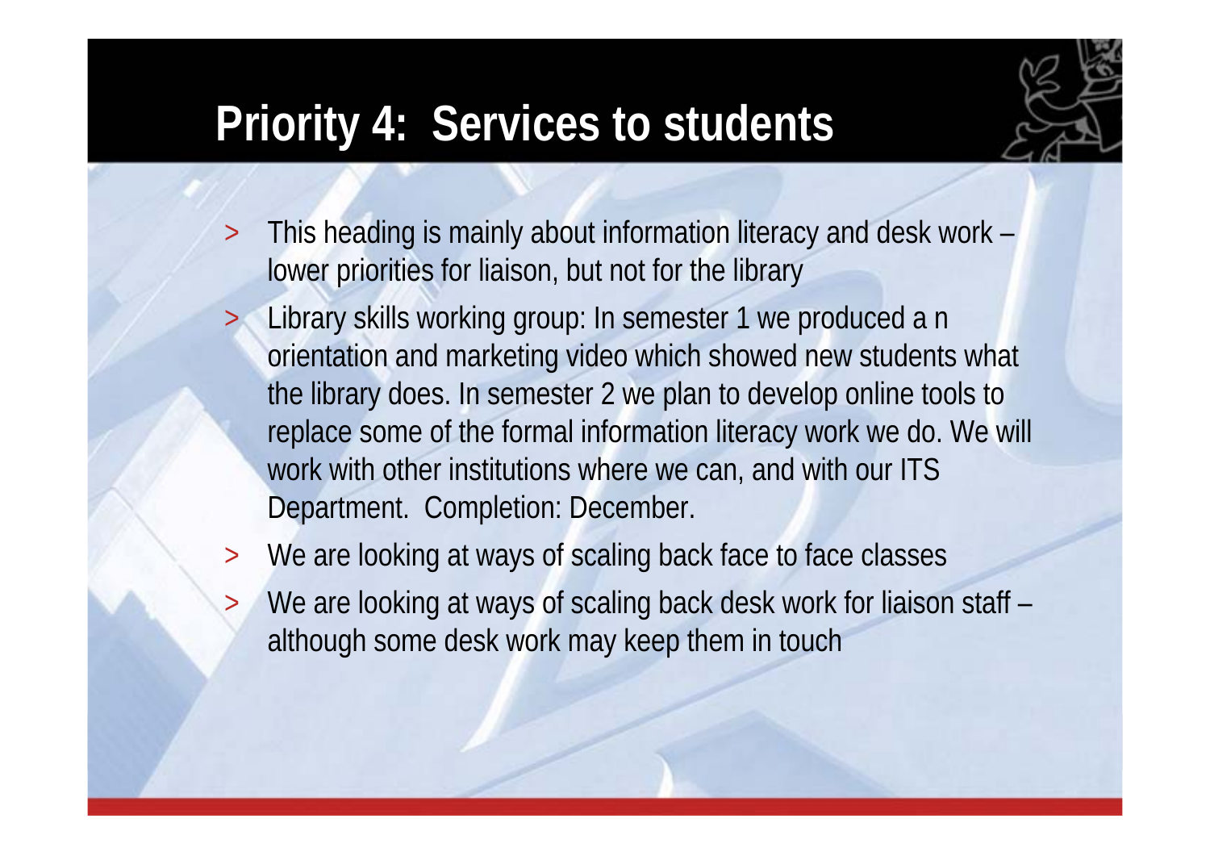# Priority 4: Services to students

- This heading is mainly about information literacy and desk work – lower priorities for liaison, but not for the library
- Library skills working group: In semester 1 we produced a n orientation and marketing video which showed new students what the library does. In semester 2 we plan to develop online tools to replace some of the formal information literacy work we do. We will work with other institutions where we can, and with our ITS Department. Completion: December.
- We are looking at ways of scaling back face to face classes
- We are looking at ways of scaling back desk work for liaison staff – although some desk work may keep them in touch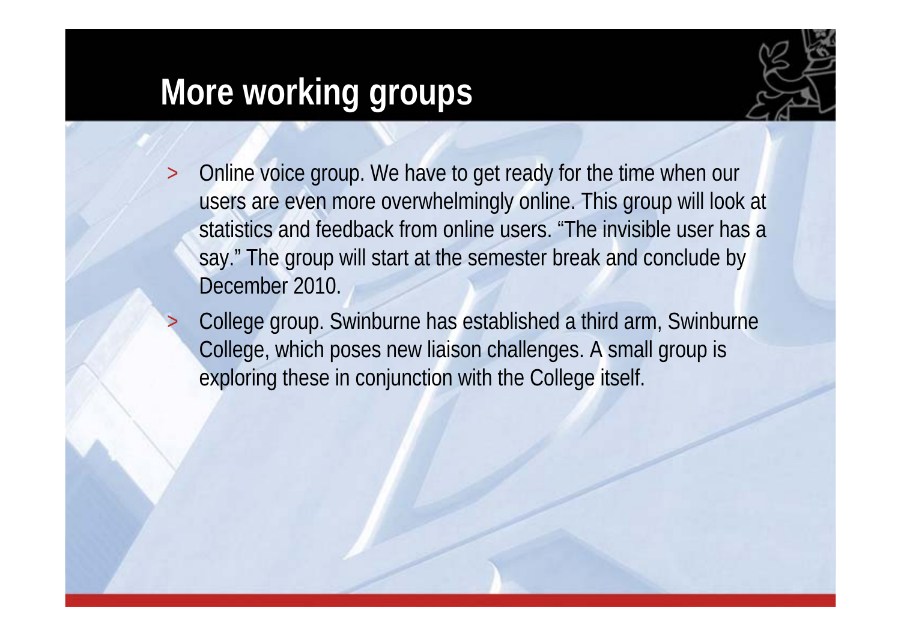# More working groups

- Online voice group. We have to get ready for the time when our users are even more overwhelmingly online. This group will look at statistics and feedback from online users. "The invisible user has a say." The group will start at the semester break and conclude by December 2010.
- College group. Swinburne has established a third arm, Swinburne College, which poses new liaison challenges. A small group is exploring these in conjunction with the College itself.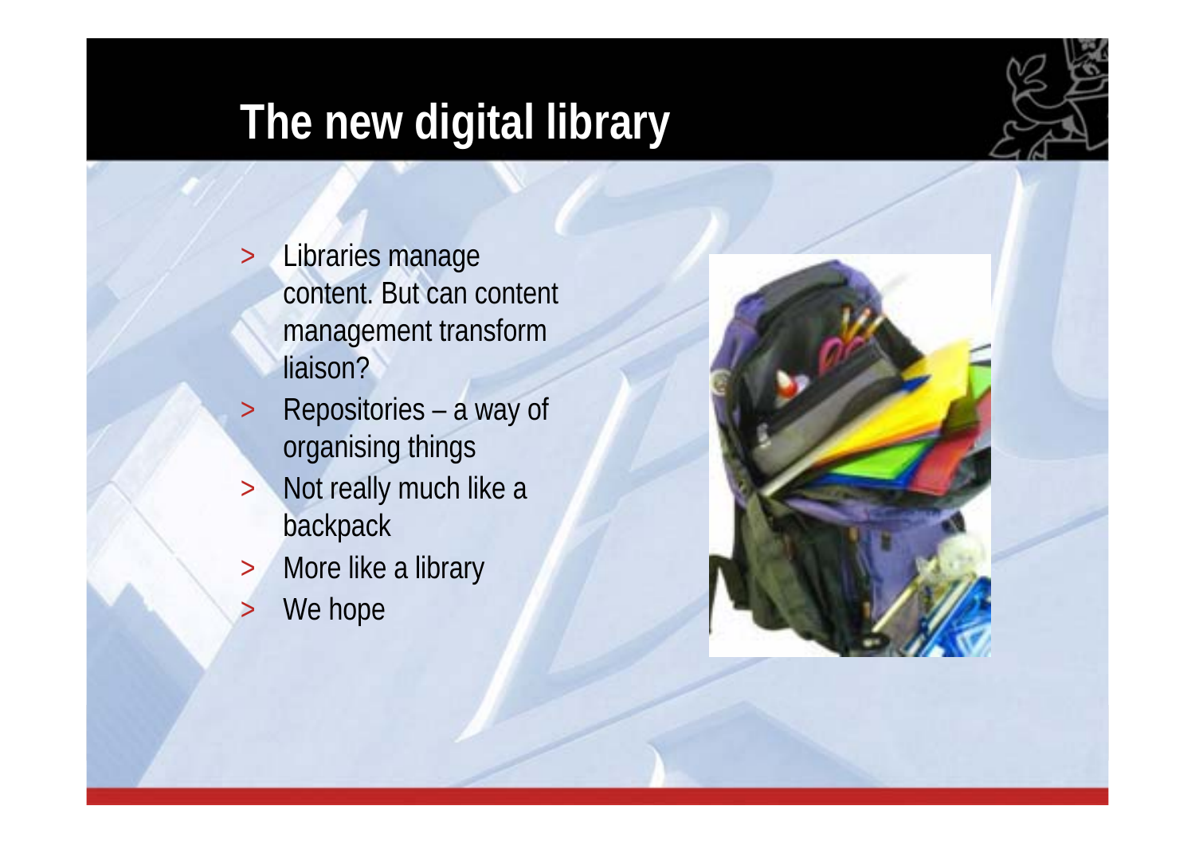# The new digital library

- Libraries manage content. But can content management transform liaison?
- Repositories – a way of organising things
- Not really much like a backpack
- More like a library
- We hope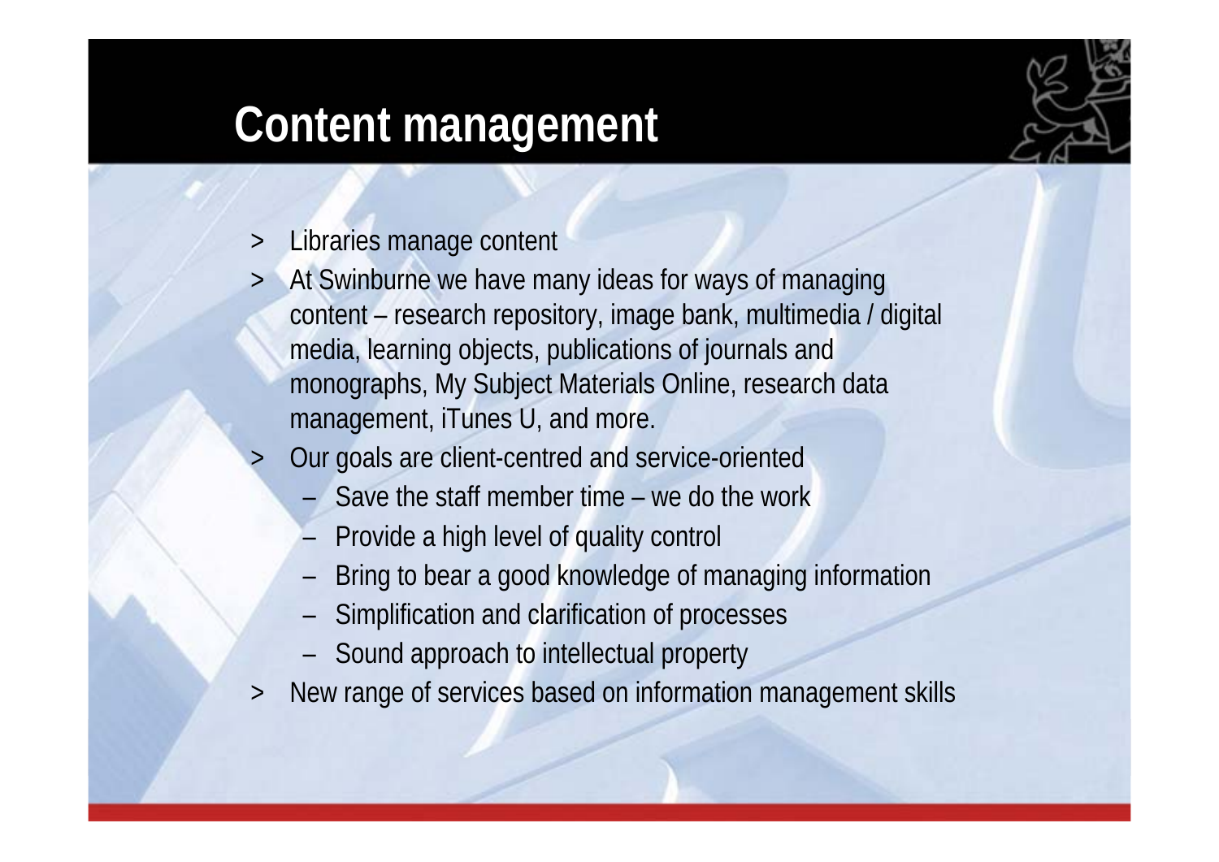# Content management

- Libraries manage content
- At Swinburne we have many ideas for ways of managing content – research repository, image bank, multimedia / digital media, learning objects, publications of journals and monographs, My Subject Materials Online, research data management, iTunes U, and more.
- Our goals are client-centred and service-oriented
  - Save the staff member time – we do the work
  - Provide a high level of quality control
  - Bring to bear a good knowledge of managing information
  - Simplification and clarification of processes
  - Sound approach to intellectual property
- New range of services based on information management skills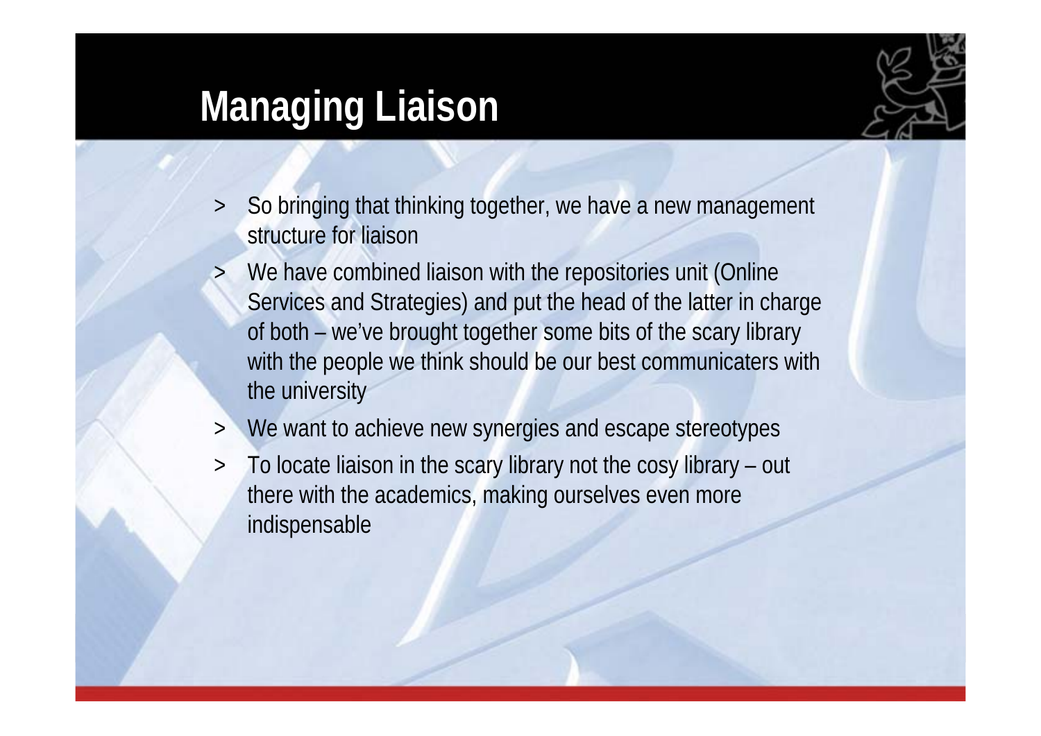# Managing Liaison

- So bringing that thinking together, we have a new management structure for liaison
- We have combined liaison with the repositories unit (Online Services and Strategies) and put the head of the latter in charge of both – we've brought together some bits of the scary library with the people we think should be our best communicaters with the university
- We want to achieve new synergies and escape stereotypes
- To locate liaison in the scary library not the cosy library – out there with the academics, making ourselves even more indispensable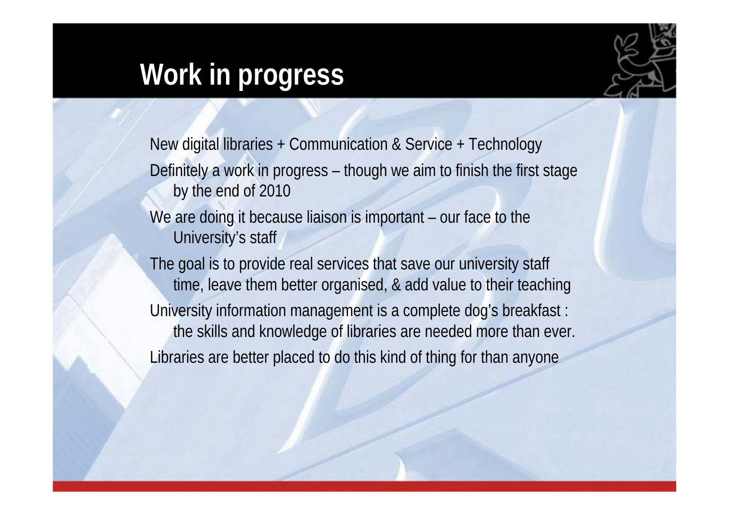# Work in progress

New digital libraries + Communication & Service + Technology

Definitely a work in progress – though we aim to finish the first stage by the end of 2010

We are doing it because liaison is important – our face to the University's staff

The goal is to provide real services that save our university staff time, leave them better organised, & add value to their teaching

University information management is a complete dog's breakfast : the skills and knowledge of libraries are needed more than ever.

Libraries are better placed to do this kind of thing for than anyone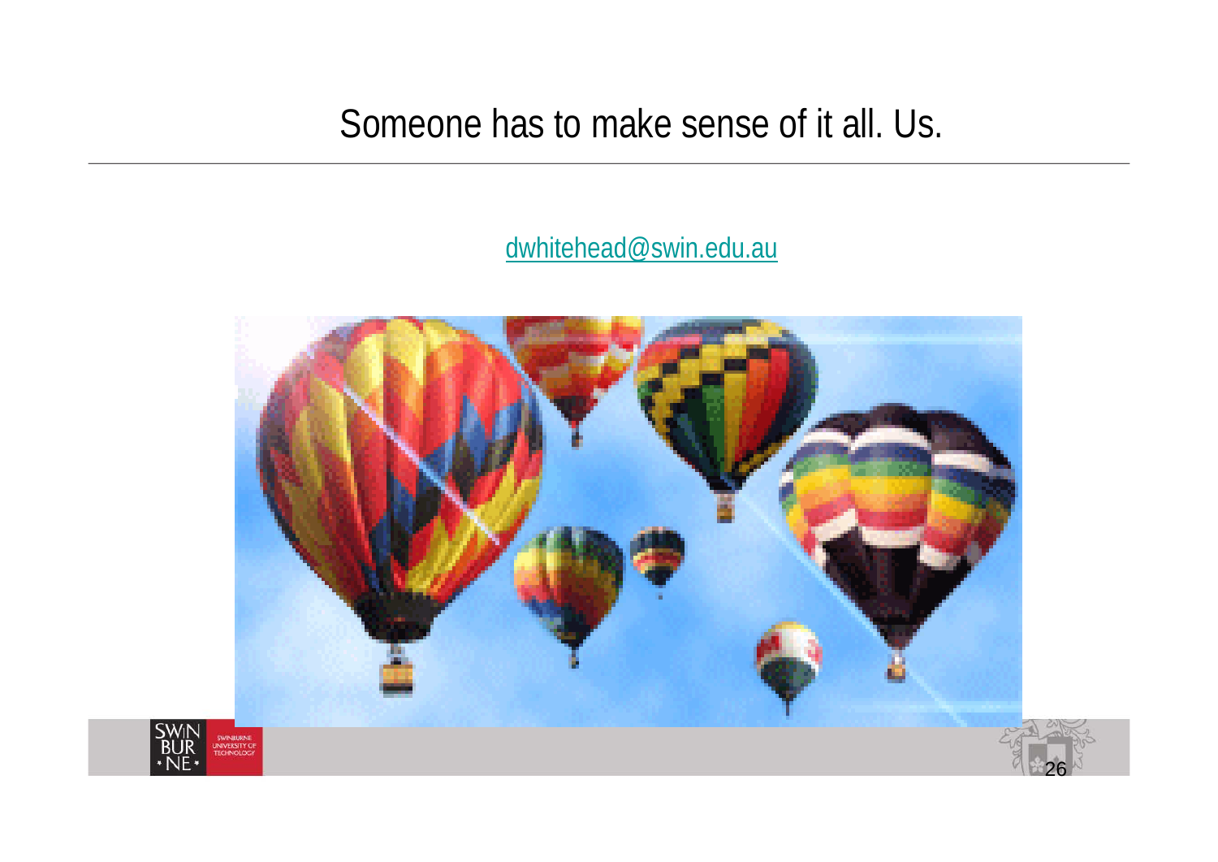# Someone has to make sense of it all. Us.

dwhitehead@swin.edu.au